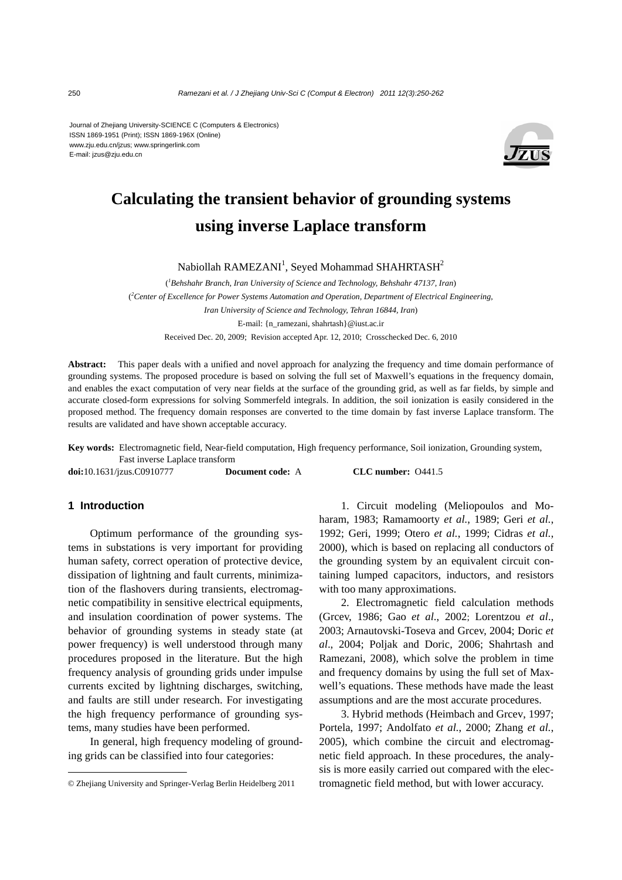Journal of Zhejiang University-SCIENCE C (Computers & Electronics)
ISSN 1869-1951 (Print); ISSN 1869-196X (Online)
www.zju.edu.cn/jzus; www.springerlink.com
E-mail: jzus@zju.edu.cn

# Calculating the transient behavior of grounding systems using inverse Laplace transform

Nabiollah RAMEZANI[1], Seyed Mohammad SHAHRTASH[2]

([1]*Behshahr Branch, Iran University of Science and Technology, Behshahr 47137, Iran*)

([2]*Center of Excellence for Power Systems Automation and Operation, Department of Electrical Engineering, Iran University of Science and Technology, Tehran 16844, Iran*)

E-mail: {n_ramezani, shahrtash}@iust.ac.ir

Received Dec. 20, 2009; Revision accepted Apr. 12, 2010; Crosschecked Dec. 6, 2010

**Abstract:** This paper deals with a unified and novel approach for analyzing the frequency and time domain performance of grounding systems. The proposed procedure is based on solving the full set of Maxwell's equations in the frequency domain, and enables the exact computation of very near fields at the surface of the grounding grid, as well as far fields, by simple and accurate closed-form expressions for solving Sommerfeld integrals. In addition, the soil ionization is easily considered in the proposed method. The frequency domain responses are converted to the time domain by fast inverse Laplace transform. The results are validated and have shown acceptable accuracy.

**Key words:** Electromagnetic field, Near-field computation, High frequency performance, Soil ionization, Grounding system, Fast inverse Laplace transform

**doi:**10.1631/jzus.C0910777 **Document code:** A **CLC number:** O441.5

## 1 Introduction

Optimum performance of the grounding systems in substations is very important for providing human safety, correct operation of protective device, dissipation of lightning and fault currents, minimization of the flashovers during transients, electromagnetic compatibility in sensitive electrical equipments, and insulation coordination of power systems. The behavior of grounding systems in steady state (at power frequency) is well understood through many procedures proposed in the literature. But the high frequency analysis of grounding grids under impulse currents excited by lightning discharges, switching, and faults are still under research. For investigating the high frequency performance of grounding systems, many studies have been performed.

In general, high frequency modeling of grounding grids can be classified into four categories:

1. Circuit modeling (Meliopoulos and Moharam, 1983; Ramamoorty *et al.*, 1989; Geri *et al.*, 1992; Geri, 1999; Otero *et al.*, 1999; Cidras *et al.*, 2000), which is based on replacing all conductors of the grounding system by an equivalent circuit containing lumped capacitors, inductors, and resistors with too many approximations.

2. Electromagnetic field calculation methods (Grcev, 1986; Gao *et al.*, 2002; Lorentzou *et al*., 2003; Arnautovski-Toseva and Grcev, 2004; Doric *et al*., 2004; Poljak and Doric, 2006; Shahrtash and Ramezani, 2008), which solve the problem in time and frequency domains by using the full set of Maxwell's equations. These methods have made the least assumptions and are the most accurate procedures.

3. Hybrid methods (Heimbach and Grcev, 1997; Portela, 1997; Andolfato *et al.*, 2000; Zhang *et al.*, 2005), which combine the circuit and electromagnetic field approach. In these procedures, the analysis is more easily carried out compared with the electromagnetic field method, but with lower accuracy.

© Zhejiang University and Springer-Verlag Berlin Heidelberg 2011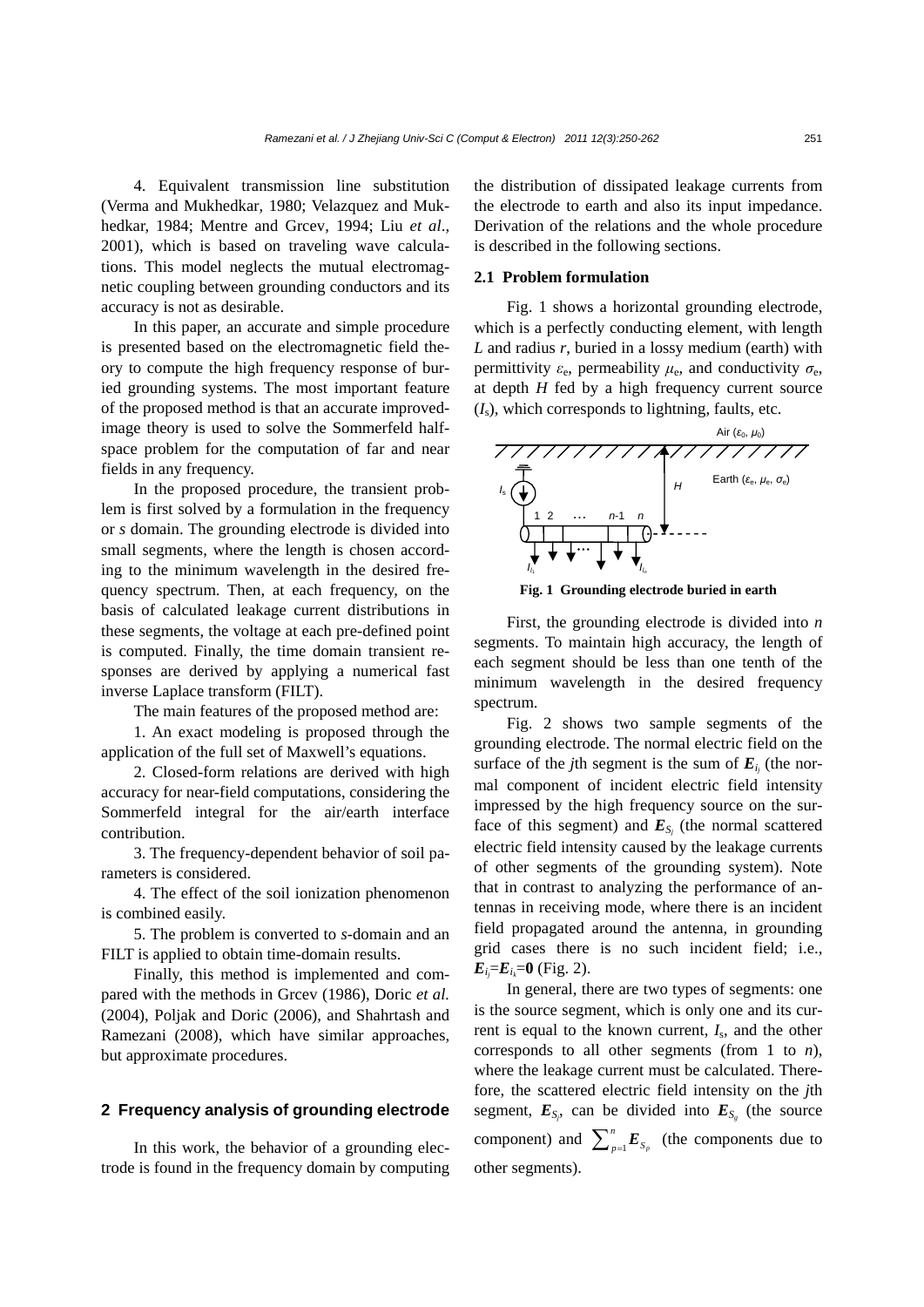4. Equivalent transmission line substitution (Verma and Mukhedkar, 1980; Velazquez and Mukhedkar, 1984; Mentre and Grcev, 1994; Liu *et al.*, 2001), which is based on traveling wave calculations. This model neglects the mutual electromagnetic coupling between grounding conductors and its accuracy is not as desirable.

In this paper, an accurate and simple procedure is presented based on the electromagnetic field theory to compute the high frequency response of buried grounding systems. The most important feature of the proposed method is that an accurate improved-image theory is used to solve the Sommerfeld half-space problem for the computation of far and near fields in any frequency.

In the proposed procedure, the transient problem is first solved by a formulation in the frequency or *s* domain. The grounding electrode is divided into small segments, where the length is chosen according to the minimum wavelength in the desired frequency spectrum. Then, at each frequency, on the basis of calculated leakage current distributions in these segments, the voltage at each pre-defined point is computed. Finally, the time domain transient responses are derived by applying a numerical fast inverse Laplace transform (FILT).

The main features of the proposed method are:

1. An exact modeling is proposed through the application of the full set of Maxwell's equations.

2. Closed-form relations are derived with high accuracy for near-field computations, considering the Sommerfeld integral for the air/earth interface contribution.

3. The frequency-dependent behavior of soil parameters is considered.

4. The effect of the soil ionization phenomenon is combined easily.

5. The problem is converted to *s*-domain and an FILT is applied to obtain time-domain results.

Finally, this method is implemented and compared with the methods in Grcev (1986), Doric *et al.* (2004), Poljak and Doric (2006), and Shahrtash and Ramezani (2008), which have similar approaches, but approximate procedures.

## 2 Frequency analysis of grounding electrode

In this work, the behavior of a grounding electrode is found in the frequency domain by computing the distribution of dissipated leakage currents from the electrode to earth and also its input impedance. Derivation of the relations and the whole procedure is described in the following sections.

### 2.1 Problem formulation

Fig. 1 shows a horizontal grounding electrode, which is a perfectly conducting element, with length $L$ and radius $r$, buried in a lossy medium (earth) with permittivity $\varepsilon_e$, permeability $\mu_e$, and conductivity $\sigma_e$, at depth $H$ fed by a high frequency current source ($I_s$), which corresponds to lightning, faults, etc.

**Fig. 1 Grounding electrode buried in earth**

First, the grounding electrode is divided into $n$ segments. To maintain high accuracy, the length of each segment should be less than one tenth of the minimum wavelength in the desired frequency spectrum.

Fig. 2 shows two sample segments of the grounding electrode. The normal electric field on the surface of the $j$th segment is the sum of $\boldsymbol{E}_{I_j}$ (the normal component of incident electric field intensity impressed by the high frequency source on the surface of this segment) and $\boldsymbol{E}_{S_j}$ (the normal scattered electric field intensity caused by the leakage currents of other segments of the grounding system). Note that in contrast to analyzing the performance of antennas in receiving mode, where there is an incident field propagated around the antenna, in grounding grid cases there is no such incident field; i.e., $\boldsymbol{E}_{I_j}=\boldsymbol{E}_{I_k}=\mathbf{0}$ (Fig. 2).

In general, there are two types of segments: one is the source segment, which is only one and its current is equal to the known current, $I_s$, and the other corresponds to all other segments (from 1 to $n$), where the leakage current must be calculated. Therefore, the scattered electric field intensity on the $j$th segment, $\boldsymbol{E}_{S_j}$, can be divided into $\boldsymbol{E}_{S_s}$ (the source component) and $\sum_{p=1}^{n}\boldsymbol{E}_{S_p}$ (the components due to other segments).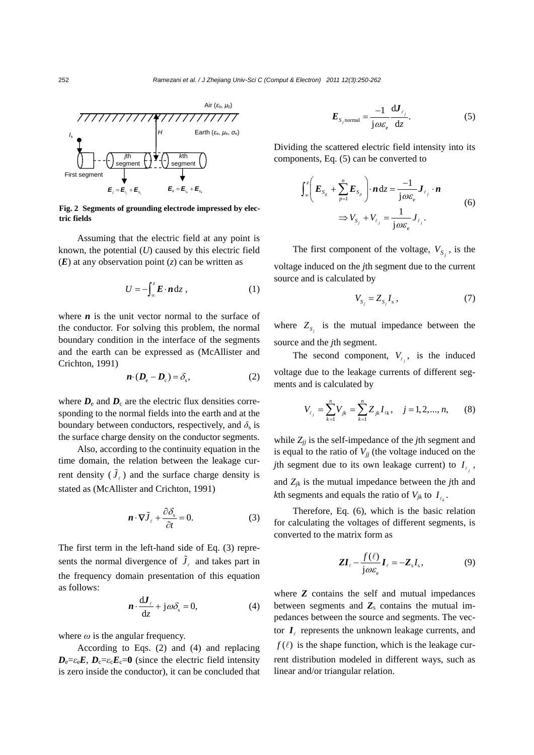Fig. 2 Segments of grounding electrode impressed by electric fields

Assuming that the electric field at any point is known, the potential ($U$) caused by this electric field ($\boldsymbol{E}$) at any observation point ($z$) can be written as

$$U = -\int_{\infty}^{z} \boldsymbol{E} \cdot \boldsymbol{n} \, \mathrm{d}z \,, \tag{1}$$

where $\boldsymbol{n}$ is the unit vector normal to the surface of the conductor. For solving this problem, the normal boundary condition in the interface of the segments and the earth can be expressed as (McAllister and Crichton, 1991)

$$\boldsymbol{n} \cdot (\boldsymbol{D}_{\mathrm{e}} - \boldsymbol{D}_{\mathrm{c}}) = \delta_{\mathrm{s}}, \tag{2}$$

where $\boldsymbol{D}_{\mathrm{e}}$ and $\boldsymbol{D}_{\mathrm{c}}$ are the electric flux densities corresponding to the normal fields into the earth and at the boundary between conductors, respectively, and $\delta_{\mathrm{s}}$ is the surface charge density on the conductor segments.

Also, according to the continuity equation in the time domain, the relation between the leakage current density ($\tilde{J}_{\ell}$) and the surface charge density is stated as (McAllister and Crichton, 1991)

$$\boldsymbol{n} \cdot \nabla \tilde{J}_{\ell} + \frac{\partial \delta_{\mathrm{s}}}{\partial t} = 0. \tag{3}$$

The first term in the left-hand side of Eq. (3) represents the normal divergence of $\tilde{J}_{\ell}$ and takes part in the frequency domain presentation of this equation as follows:

$$\boldsymbol{n} \cdot \frac{\mathrm{d}\boldsymbol{J}_{\ell}}{\mathrm{d}z} + \mathrm{j}\omega\delta_{\mathrm{s}} = 0, \tag{4}$$

where $\omega$ is the angular frequency.

According to Eqs. (2) and (4) and replacing $\boldsymbol{D}_{\mathrm{e}}=\varepsilon_{\mathrm{e}}\boldsymbol{E}$, $\boldsymbol{D}_{\mathrm{c}}=\varepsilon_{\mathrm{c}}\boldsymbol{E}_{\mathrm{c}}=\boldsymbol{0}$ (since the electric field intensity is zero inside the conductor), it can be concluded that

$$\boldsymbol{E}_{S_j \,\mathrm{normal}} = \frac{-1}{\mathrm{j}\omega\varepsilon_{\mathrm{e}}} \frac{\mathrm{d}\boldsymbol{J}_{\ell_j}}{\mathrm{d}z}. \tag{5}$$

Dividing the scattered electric field intensity into its components, Eq. (5) can be converted to

$$\begin{gathered} \int_{\infty}^{z} \left( \boldsymbol{E}_{S_g} + \sum_{p=1}^{n} \boldsymbol{E}_{S_p} \right) \cdot \boldsymbol{n} \, \mathrm{d}z = \frac{-1}{\mathrm{j}\omega\varepsilon_{\mathrm{e}}} \boldsymbol{J}_{\ell_j} \cdot \boldsymbol{n} \\ \Rightarrow V_{S_j} + V_{\ell_j} = \frac{1}{\mathrm{j}\omega\varepsilon_{\mathrm{e}}} J_{\ell_j}. \end{gathered} \tag{6}$$

The first component of the voltage, $V_{S_j}$, is the voltage induced on the $j$th segment due to the current source and is calculated by

$$V_{S_j} = Z_{S_j} I_{\mathrm{s}}, \tag{7}$$

where $Z_{S_j}$ is the mutual impedance between the source and the $j$th segment.

The second component, $V_{\ell_j}$, is the induced voltage due to the leakage currents of different segments and is calculated by

$$V_{\ell_j} = \sum_{k=1}^{n} V_{jk} = \sum_{k=1}^{n} Z_{jk} I_{\ell k}, \quad j = 1, 2, ..., n, \tag{8}$$

while $Z_{jj}$ is the self-impedance of the $j$th segment and is equal to the ratio of $V_{jj}$ (the voltage induced on the $j$th segment due to its own leakage current) to $I_{\ell_j}$, and $Z_{jk}$ is the mutual impedance between the $j$th and $k$th segments and equals the ratio of $V_{jk}$ to $I_{\ell_k}$.

Therefore, Eq. (6), which is the basic relation for calculating the voltages of different segments, is converted to the matrix form as

$$\boldsymbol{Z}\boldsymbol{I}_{\ell} - \frac{f(\ell)}{\mathrm{j}\omega\varepsilon_{\mathrm{e}}} \boldsymbol{I}_{\ell} = -\boldsymbol{Z}_{\mathrm{s}} I_{\mathrm{s}}, \tag{9}$$

where $\boldsymbol{Z}$ contains the self and mutual impedances between segments and $\boldsymbol{Z}_{\mathrm{s}}$ contains the mutual impedances between the source and segments. The vector $\boldsymbol{I}_{\ell}$ represents the unknown leakage currents, and $f(\ell)$ is the shape function, which is the leakage current distribution modeled in different ways, such as linear and/or triangular relation.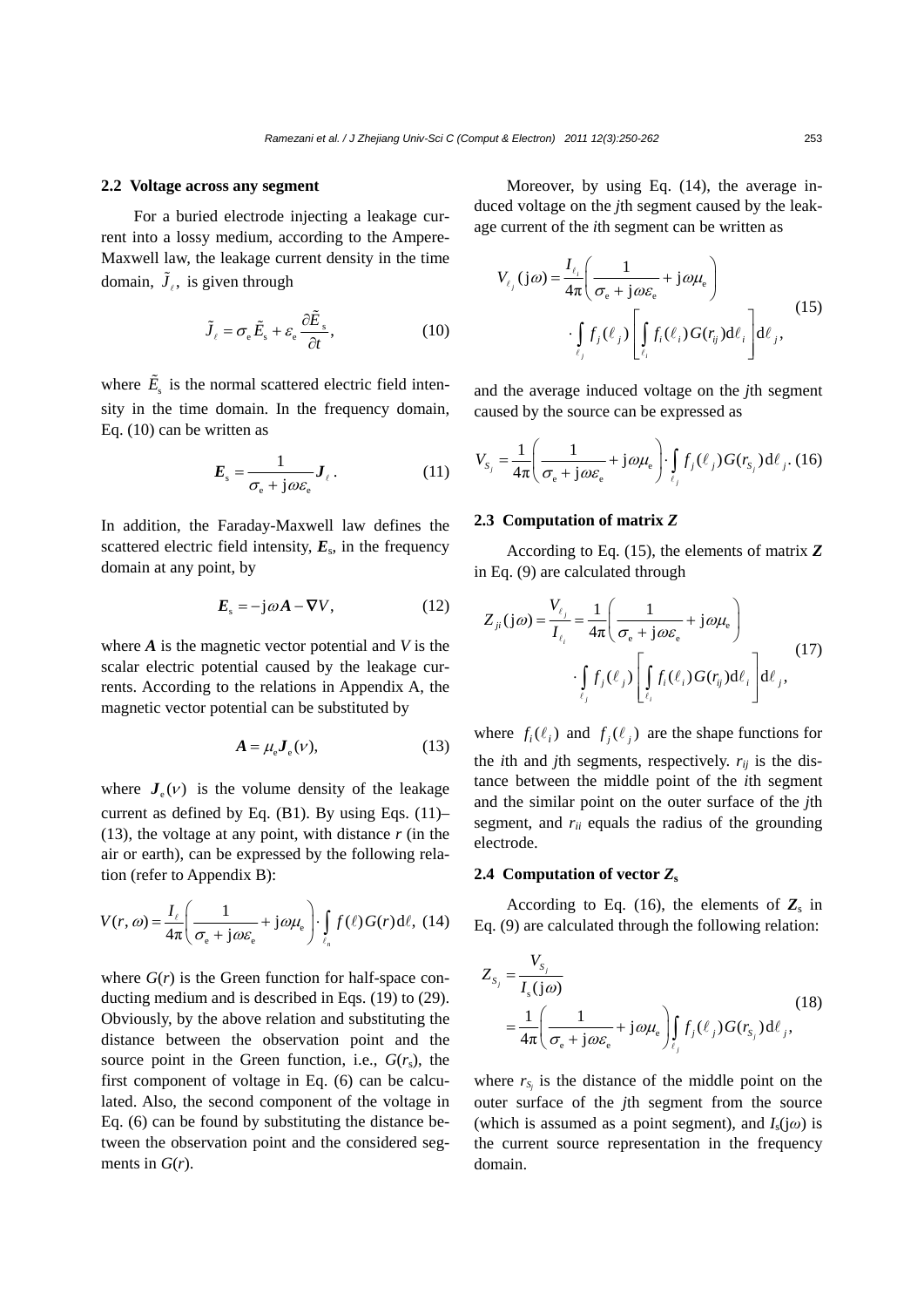### 2.2 Voltage across any segment

For a buried electrode injecting a leakage current into a lossy medium, according to the Ampere-Maxwell law, the leakage current density in the time domain, $\tilde{J}_\ell$, is given through

$$\tilde{J}_\ell = \sigma_{\rm e} \tilde{E}_{\rm s} + \varepsilon_{\rm e} \frac{\partial \tilde{E}_{\rm s}}{\partial t}, \tag{10}$$

where $\tilde{E}_{\rm s}$ is the normal scattered electric field intensity in the time domain. In the frequency domain, Eq. (10) can be written as

$$\boldsymbol{E}_{\rm s} = \frac{1}{\sigma_{\rm e} + {\rm j}\omega\varepsilon_{\rm e}} \boldsymbol{J}_\ell. \tag{11}$$

In addition, the Faraday-Maxwell law defines the scattered electric field intensity, $\boldsymbol{E}_{\rm s}$, in the frequency domain at any point, by

$$\boldsymbol{E}_{\rm s} = -{\rm j}\omega \boldsymbol{A} - \nabla V, \tag{12}$$

where $\boldsymbol{A}$ is the magnetic vector potential and $V$ is the scalar electric potential caused by the leakage currents. According to the relations in Appendix A, the magnetic vector potential can be substituted by

$$\boldsymbol{A} = \mu_{\rm e} \boldsymbol{J}_{\rm e}(\nu), \tag{13}$$

where $\boldsymbol{J}_{\rm e}(\nu)$ is the volume density of the leakage current as defined by Eq. (B1). By using Eqs. (11)–(13), the voltage at any point, with distance $r$ (in the air or earth), can be expressed by the following relation (refer to Appendix B):

$$V(r, \omega) = \frac{I_\ell}{4\pi}\left(\frac{1}{\sigma_{\rm e} + {\rm j}\omega\varepsilon_{\rm e}} + {\rm j}\omega\mu_{\rm e}\right) \cdot \int_{\ell_n} f(\ell) G(r) {\rm d}\ell, \tag{14}$$

where $G(r)$ is the Green function for half-space conducting medium and is described in Eqs. (19) to (29). Obviously, by the above relation and substituting the distance between the observation point and the source point in the Green function, i.e., $G(r_{\rm s})$, the first component of voltage in Eq. (6) can be calculated. Also, the second component of the voltage in Eq. (6) can be found by substituting the distance between the observation point and the considered segments in $G(r)$.

Moreover, by using Eq. (14), the average induced voltage on the $j$th segment caused by the leakage current of the $i$th segment can be written as

$$V_{\ell_j}({\rm j}\omega) = \frac{I_{\ell_i}}{4\pi}\left(\frac{1}{\sigma_{\rm e} + {\rm j}\omega\varepsilon_{\rm e}} + {\rm j}\omega\mu_{\rm e}\right) \cdot \int_{\ell_j} f_j(\ell_j) \left[\int_{\ell_i} f_i(\ell_i) G(r_{ij}) {\rm d}\ell_i\right] {\rm d}\ell_j, \tag{15}$$

and the average induced voltage on the $j$th segment caused by the source can be expressed as

$$V_{S_j} = \frac{1}{4\pi}\left(\frac{1}{\sigma_{\rm e} + {\rm j}\omega\varepsilon_{\rm e}} + {\rm j}\omega\mu_{\rm e}\right) \cdot \int_{\ell_j} f_j(\ell_j) G(r_{S_j}) {\rm d}\ell_j. \tag{16}$$

### 2.3 Computation of matrix *Z*

According to Eq. (15), the elements of matrix $\boldsymbol{Z}$ in Eq. (9) are calculated through

$$Z_{ji}({\rm j}\omega) = \frac{V_{\ell_j}}{I_{\ell_i}} = \frac{1}{4\pi}\left(\frac{1}{\sigma_{\rm e} + {\rm j}\omega\varepsilon_{\rm e}} + {\rm j}\omega\mu_{\rm e}\right) \cdot \int_{\ell_j} f_j(\ell_j) \left[\int_{\ell_i} f_i(\ell_i) G(r_{ij}) {\rm d}\ell_i\right] {\rm d}\ell_j, \tag{17}$$

where $f_i(\ell_i)$ and $f_j(\ell_j)$ are the shape functions for the $i$th and $j$th segments, respectively. $r_{ij}$ is the distance between the middle point of the $i$th segment and the similar point on the outer surface of the $j$th segment, and $r_{ii}$ equals the radius of the grounding electrode.

### 2.4 Computation of vector $Z_{\rm s}$

According to Eq. (16), the elements of $\boldsymbol{Z}_{\rm s}$ in Eq. (9) are calculated through the following relation:

$$Z_{S_j} = \frac{V_{S_j}}{I_{\rm s}({\rm j}\omega)} = \frac{1}{4\pi}\left(\frac{1}{\sigma_{\rm e} + {\rm j}\omega\varepsilon_{\rm e}} + {\rm j}\omega\mu_{\rm e}\right) \int_{\ell_j} f_j(\ell_j) G(r_{S_j}) {\rm d}\ell_j, \tag{18}$$

where $r_{S_j}$ is the distance of the middle point on the outer surface of the $j$th segment from the source (which is assumed as a point segment), and $I_{\rm s}({\rm j}\omega)$ is the current source representation in the frequency domain.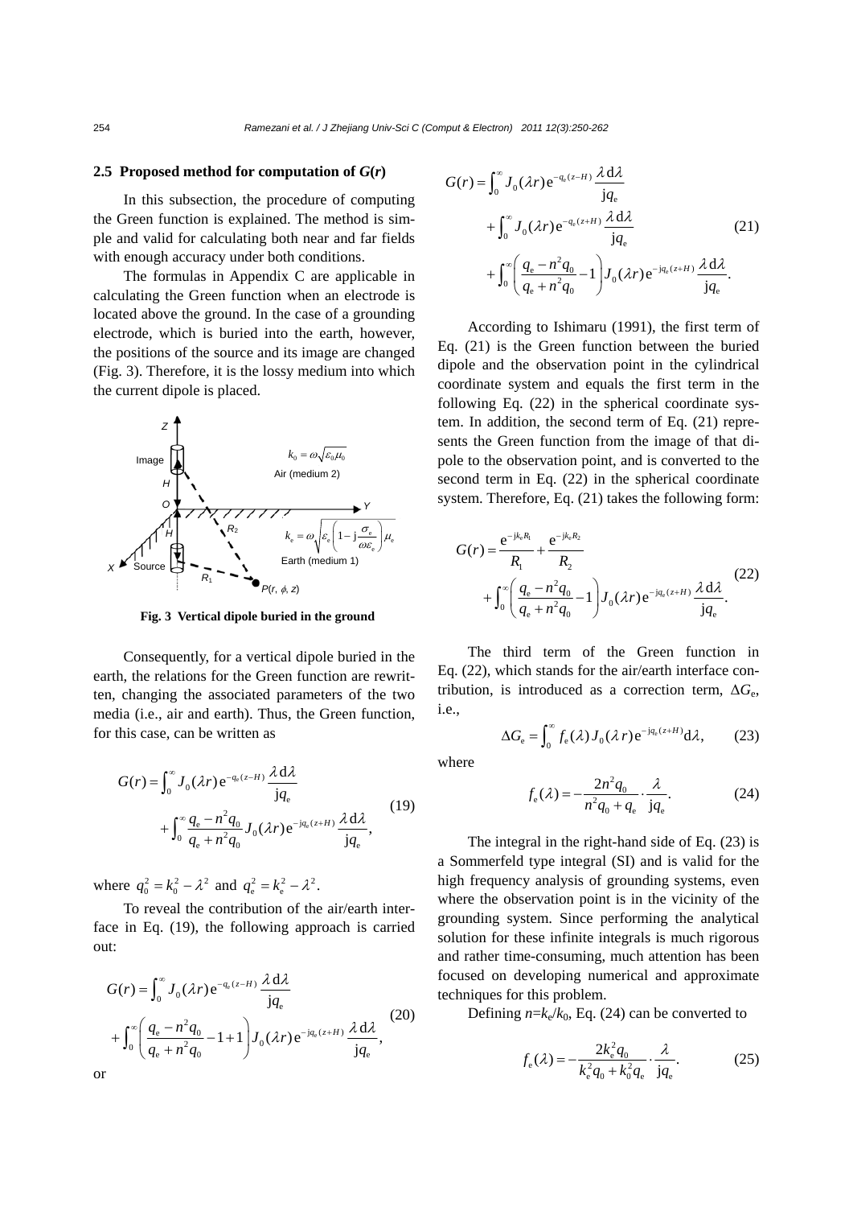### 2.5 Proposed method for computation of *G*(*r*)

In this subsection, the procedure of computing the Green function is explained. The method is simple and valid for calculating both near and far fields with enough accuracy under both conditions.

The formulas in Appendix C are applicable in calculating the Green function when an electrode is located above the ground. In the case of a grounding electrode, which is buried into the earth, however, the positions of the source and its image are changed (Fig. 3). Therefore, it is the lossy medium into which the current dipole is placed.

**Fig. 3 Vertical dipole buried in the ground**

Consequently, for a vertical dipole buried in the earth, the relations for the Green function are rewritten, changing the associated parameters of the two media (i.e., air and earth). Thus, the Green function, for this case, can be written as

$$G(r)=\int_0^\infty J_0(\lambda r)\mathrm{e}^{-q_\mathrm{e}(z-H)}\frac{\lambda\,\mathrm{d}\lambda}{\mathrm{j}q_\mathrm{e}}+\int_0^\infty \frac{q_\mathrm{e}-n^2q_0}{q_\mathrm{e}+n^2q_0}J_0(\lambda r)\mathrm{e}^{-\mathrm{j}q_\mathrm{e}(z+H)}\frac{\lambda\,\mathrm{d}\lambda}{\mathrm{j}q_\mathrm{e}},\tag{19}$$

where $q_0^2=k_0^2-\lambda^2$ and $q_e^2=k_e^2-\lambda^2$.

To reveal the contribution of the air/earth interface in Eq. (19), the following approach is carried out:

$$G(r)=\int_0^\infty J_0(\lambda r)\mathrm{e}^{-q_\mathrm{e}(z-H)}\frac{\lambda\,\mathrm{d}\lambda}{\mathrm{j}q_\mathrm{e}}+\int_0^\infty \left(\frac{q_\mathrm{e}-n^2q_0}{q_\mathrm{e}+n^2q_0}-1+1\right)J_0(\lambda r)\mathrm{e}^{-\mathrm{j}q_\mathrm{e}(z+H)}\frac{\lambda\,\mathrm{d}\lambda}{\mathrm{j}q_\mathrm{e}},\tag{20}$$

or

$$\begin{aligned}G(r)=&\int_0^\infty J_0(\lambda r)\mathrm{e}^{-q_\mathrm{e}(z-H)}\frac{\lambda\,\mathrm{d}\lambda}{\mathrm{j}q_\mathrm{e}}\\&+\int_0^\infty J_0(\lambda r)\mathrm{e}^{-q_\mathrm{e}(z+H)}\frac{\lambda\,\mathrm{d}\lambda}{\mathrm{j}q_\mathrm{e}}\\&+\int_0^\infty \left(\frac{q_\mathrm{e}-n^2q_0}{q_\mathrm{e}+n^2q_0}-1\right)J_0(\lambda r)\mathrm{e}^{-\mathrm{j}q_\mathrm{e}(z+H)}\frac{\lambda\,\mathrm{d}\lambda}{\mathrm{j}q_\mathrm{e}}.\end{aligned}\tag{21}$$

According to Ishimaru (1991), the first term of Eq. (21) is the Green function between the buried dipole and the observation point in the cylindrical coordinate system and equals the first term in the following Eq. (22) in the spherical coordinate system. In addition, the second term of Eq. (21) represents the Green function from the image of that dipole to the observation point, and is converted to the second term in Eq. (22) in the spherical coordinate system. Therefore, Eq. (21) takes the following form:

$$G(r)=\frac{\mathrm{e}^{-\mathrm{j}k_\mathrm{e}R_1}}{R_1}+\frac{\mathrm{e}^{-\mathrm{j}k_\mathrm{e}R_2}}{R_2}+\int_0^\infty \left(\frac{q_\mathrm{e}-n^2q_0}{q_\mathrm{e}+n^2q_0}-1\right)J_0(\lambda r)\mathrm{e}^{-\mathrm{j}q_\mathrm{e}(z+H)}\frac{\lambda\,\mathrm{d}\lambda}{\mathrm{j}q_\mathrm{e}}.\tag{22}$$

The third term of the Green function in Eq. (22), which stands for the air/earth interface contribution, is introduced as a correction term, $\Delta G_\mathrm{e}$, i.e.,

$$\Delta G_\mathrm{e}=\int_0^\infty f_\mathrm{e}(\lambda)J_0(\lambda r)\mathrm{e}^{-\mathrm{j}q_\mathrm{e}(z+H)}\mathrm{d}\lambda,\tag{23}$$

where

$$f_\mathrm{e}(\lambda)=-\frac{2n^2q_0}{n^2q_0+q_\mathrm{e}}\cdot\frac{\lambda}{\mathrm{j}q_\mathrm{e}}.\tag{24}$$

The integral in the right-hand side of Eq. (23) is a Sommerfeld type integral (SI) and is valid for the high frequency analysis of grounding systems, even where the observation point is in the vicinity of the grounding system. Since performing the analytical solution for these infinite integrals is much rigorous and rather time-consuming, much attention has been focused on developing numerical and approximate techniques for this problem.

Defining $n=k_\mathrm{e}/k_0$, Eq. (24) can be converted to

$$f_\mathrm{e}(\lambda)=-\frac{2k_\mathrm{e}^2q_0}{k_\mathrm{e}^2q_0+k_0^2q_\mathrm{e}}\cdot\frac{\lambda}{\mathrm{j}q_\mathrm{e}}.\tag{25}$$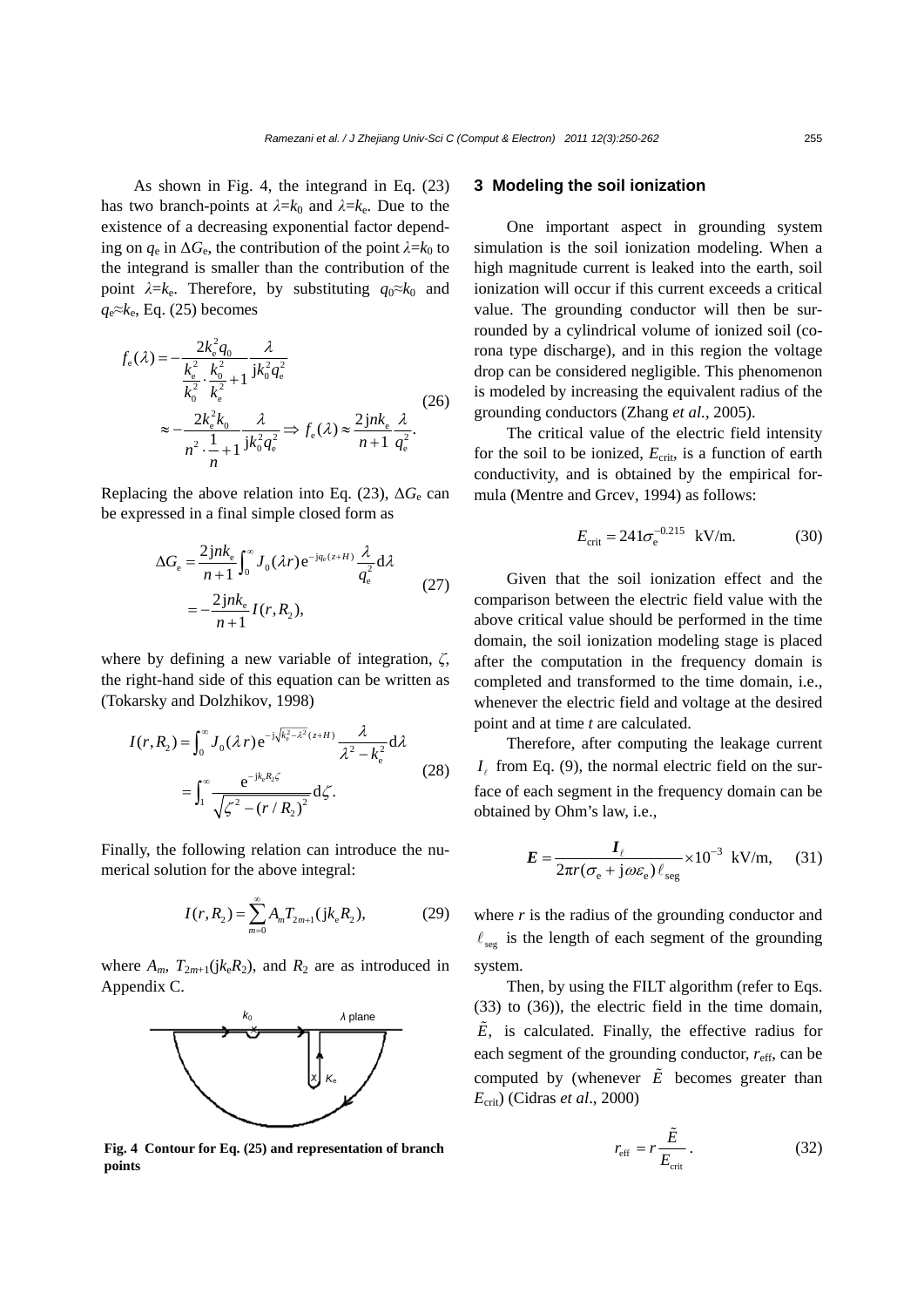As shown in Fig. 4, the integrand in Eq. (23) has two branch-points at $\lambda=k_0$ and $\lambda=k_e$. Due to the existence of a decreasing exponential factor depending on $q_e$ in $\Delta G_e$, the contribution of the point $\lambda=k_0$ to the integrand is smaller than the contribution of the point $\lambda=k_e$. Therefore, by substituting $q_0\approx k_0$ and $q_e\approx k_e$, Eq. (25) becomes

$$f_e(\lambda)=-\frac{2k_e^2q_0}{\dfrac{k_e^2}{k_0^2}\cdot\dfrac{k_0^2}{k_e^2}+1}\frac{\lambda}{\mathrm{j}k_0^2q_e^2}\approx-\frac{2k_e^2k_0}{n^2\cdot\dfrac{1}{n}+1}\frac{\lambda}{\mathrm{j}k_0^2q_e^2}\Rightarrow f_e(\lambda)\approx\frac{2\mathrm{j}nk_e}{n+1}\frac{\lambda}{q_e^2}. \tag{26}$$

Replacing the above relation into Eq. (23), $\Delta G_e$ can be expressed in a final simple closed form as

$$\Delta G_e=\frac{2\mathrm{j}nk_e}{n+1}\int_0^\infty J_0(\lambda r)\mathrm{e}^{-\mathrm{j}q_e(z+H)}\frac{\lambda}{q_e^2}\mathrm{d}\lambda=-\frac{2\mathrm{j}nk_e}{n+1}I(r,R_2), \tag{27}$$

where by defining a new variable of integration, $\zeta$, the right-hand side of this equation can be written as (Tokarsky and Dolzhikov, 1998)

$$I(r,R_2)=\int_0^\infty J_0(\lambda r)\mathrm{e}^{-\mathrm{j}\sqrt{k_e^2-\lambda^2}(z+H)}\frac{\lambda}{\lambda^2-k_e^2}\mathrm{d}\lambda=\int_1^\infty\frac{\mathrm{e}^{-\mathrm{j}k_eR_2\zeta}}{\sqrt{\zeta^2-(r/R_2)^2}}\mathrm{d}\zeta. \tag{28}$$

Finally, the following relation can introduce the numerical solution for the above integral:

$$I(r,R_2)=\sum_{m=0}^{\infty}A_mT_{2m+1}(\mathrm{j}k_eR_2), \tag{29}$$

where $A_m$, $T_{2m+1}(\mathrm{j}k_eR_2)$, and $R_2$ are as introduced in Appendix C.

**Fig. 4 Contour for Eq. (25) and representation of branch points**

## 3 Modeling the soil ionization

One important aspect in grounding system simulation is the soil ionization modeling. When a high magnitude current is leaked into the earth, soil ionization will occur if this current exceeds a critical value. The grounding conductor will then be surrounded by a cylindrical volume of ionized soil (corona type discharge), and in this region the voltage drop can be considered negligible. This phenomenon is modeled by increasing the equivalent radius of the grounding conductors (Zhang *et al.*, 2005).

The critical value of the electric field intensity for the soil to be ionized, $E_{\mathrm{crit}}$, is a function of earth conductivity, and is obtained by the empirical formula (Mentre and Grcev, 1994) as follows:

$$E_{\mathrm{crit}}=241\sigma_e^{-0.215}\ \ \mathrm{kV/m}. \tag{30}$$

Given that the soil ionization effect and the comparison between the electric field value with the above critical value should be performed in the time domain, the soil ionization modeling stage is placed after the computation in the frequency domain is completed and transformed to the time domain, i.e., whenever the electric field and voltage at the desired point and at time $t$ are calculated.

Therefore, after computing the leakage current $I_\ell$ from Eq. (9), the normal electric field on the surface of each segment in the frequency domain can be obtained by Ohm's law, i.e.,

$$\boldsymbol{E}=\frac{\boldsymbol{I}_\ell}{2\pi r(\sigma_e+\mathrm{j}\omega\varepsilon_e)\ell_{\mathrm{seg}}}\times10^{-3}\ \ \mathrm{kV/m}, \tag{31}$$

where $r$ is the radius of the grounding conductor and $\ell_{\mathrm{seg}}$ is the length of each segment of the grounding system.

Then, by using the FILT algorithm (refer to Eqs. (33) to (36)), the electric field in the time domain, $\tilde{E}$, is calculated. Finally, the effective radius for each segment of the grounding conductor, $r_{\mathrm{eff}}$, can be computed by (whenever $\tilde{E}$ becomes greater than $E_{\mathrm{crit}}$) (Cidras *et al*., 2000)

$$r_{\mathrm{eff}}=r\frac{\tilde{E}}{E_{\mathrm{crit}}}. \tag{32}$$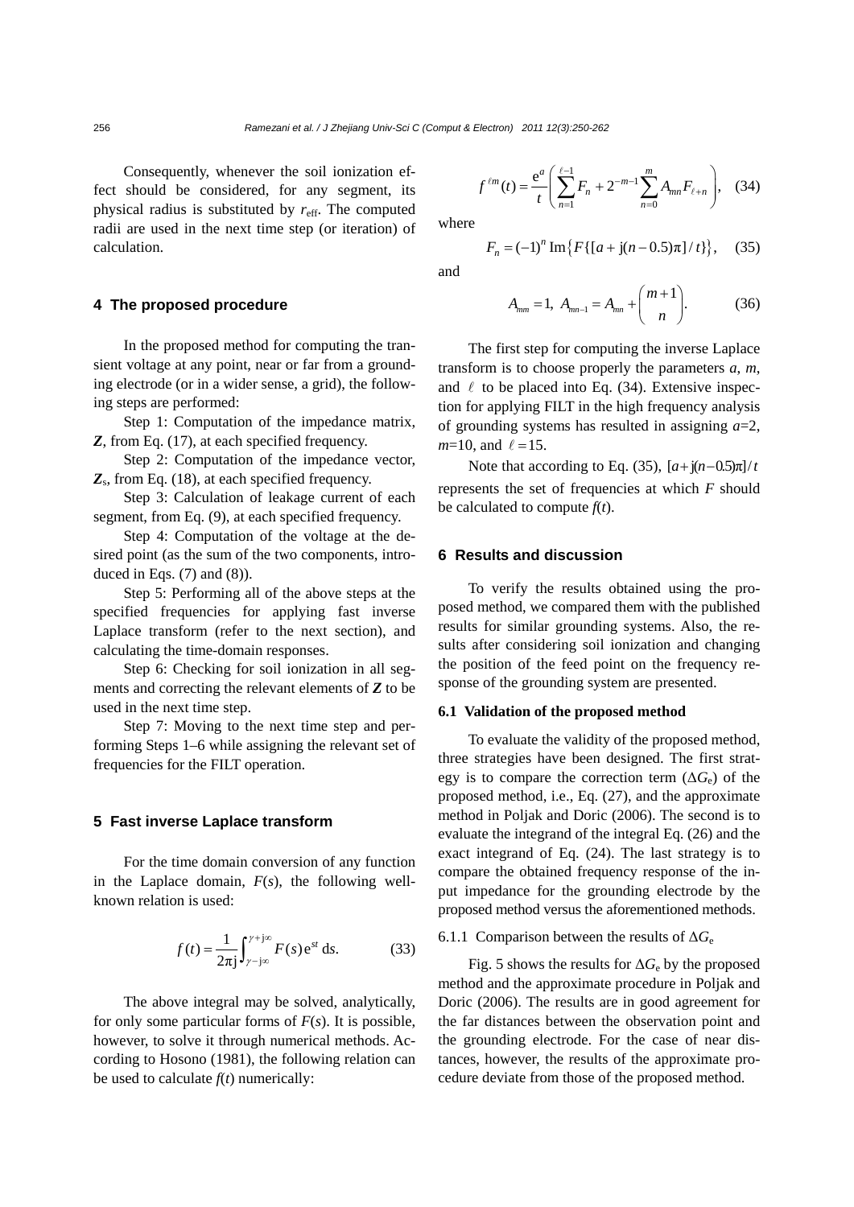Consequently, whenever the soil ionization effect should be considered, for any segment, its physical radius is substituted by $r_{\text{eff}}$. The computed radii are used in the next time step (or iteration) of calculation.

## 4 The proposed procedure

In the proposed method for computing the transient voltage at any point, near or far from a grounding electrode (or in a wider sense, a grid), the following steps are performed:

Step 1: Computation of the impedance matrix, $\boldsymbol{Z}$, from Eq. (17), at each specified frequency.

Step 2: Computation of the impedance vector, $\boldsymbol{Z}_s$, from Eq. (18), at each specified frequency.

Step 3: Calculation of leakage current of each segment, from Eq. (9), at each specified frequency.

Step 4: Computation of the voltage at the desired point (as the sum of the two components, introduced in Eqs. (7) and (8)).

Step 5: Performing all of the above steps at the specified frequencies for applying fast inverse Laplace transform (refer to the next section), and calculating the time-domain responses.

Step 6: Checking for soil ionization in all segments and correcting the relevant elements of $\boldsymbol{Z}$ to be used in the next time step.

Step 7: Moving to the next time step and performing Steps 1–6 while assigning the relevant set of frequencies for the FILT operation.

## 5 Fast inverse Laplace transform

For the time domain conversion of any function in the Laplace domain, $F(s)$, the following well-known relation is used:

$$f(t) = \frac{1}{2\pi \mathrm{j}} \int_{\gamma - \mathrm{j}\infty}^{\gamma + \mathrm{j}\infty} F(s) \mathrm{e}^{st} \, \mathrm{d}s. \tag{33}$$

The above integral may be solved, analytically, for only some particular forms of $F(s)$. It is possible, however, to solve it through numerical methods. According to Hosono (1981), the following relation can be used to calculate $f(t)$ numerically:

$$f^{\ell m}(t) = \frac{\mathrm{e}^a}{t} \left( \sum_{n=1}^{\ell - 1} F_n + 2^{-m-1} \sum_{n=0}^{m} A_{mn} F_{\ell + n} \right), \tag{34}$$

where

$$F_n = (-1)^n \operatorname{Im}\left\{ F\{[a + \mathrm{j}(n - 0.5)\pi]/t\} \right\}, \tag{35}$$

and

$$A_{mm} = 1, \; A_{mn-1} = A_{mn} + \binom{m+1}{n}. \tag{36}$$

The first step for computing the inverse Laplace transform is to choose properly the parameters $a$, $m$, and $\ell$ to be placed into Eq. (34). Extensive inspection for applying FILT in the high frequency analysis of grounding systems has resulted in assigning $a$=2, $m$=10, and $\ell = 15$.

Note that according to Eq. (35), $[a + \mathrm{j}(n-0.5)\pi]/t$ represents the set of frequencies at which $F$ should be calculated to compute $f(t)$.

## 6 Results and discussion

To verify the results obtained using the proposed method, we compared them with the published results for similar grounding systems. Also, the results after considering soil ionization and changing the position of the feed point on the frequency response of the grounding system are presented.

### 6.1 Validation of the proposed method

To evaluate the validity of the proposed method, three strategies have been designed. The first strategy is to compare the correction term ($\Delta G_e$) of the proposed method, i.e., Eq. (27), and the approximate method in Poljak and Doric (2006). The second is to evaluate the integrand of the integral Eq. (26) and the exact integrand of Eq. (24). The last strategy is to compare the obtained frequency response of the input impedance for the grounding electrode by the proposed method versus the aforementioned methods.

#### 6.1.1 Comparison between the results of $\Delta G_e$

Fig. 5 shows the results for $\Delta G_e$ by the proposed method and the approximate procedure in Poljak and Doric (2006). The results are in good agreement for the far distances between the observation point and the grounding electrode. For the case of near distances, however, the results of the approximate procedure deviate from those of the proposed method.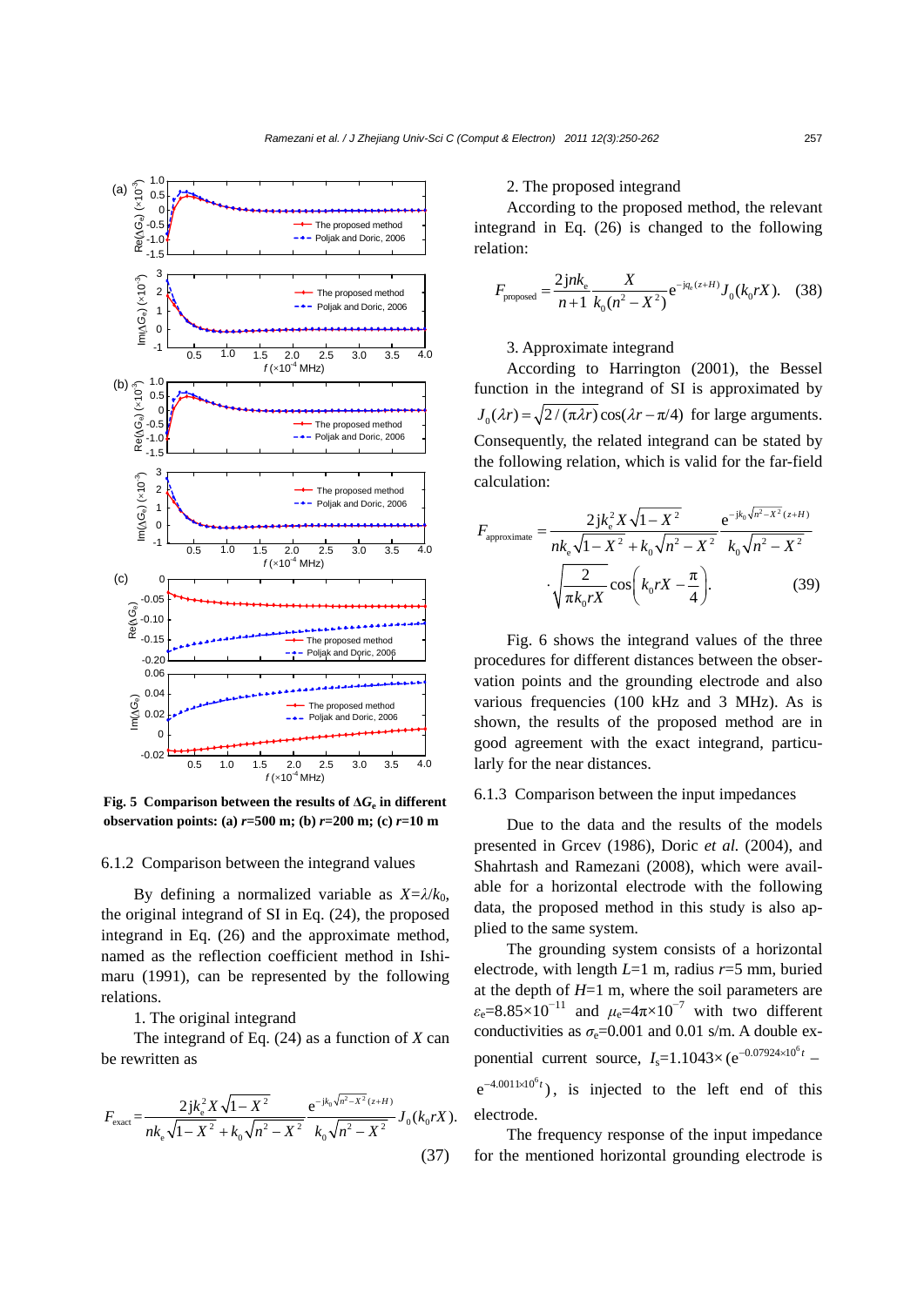Fig. 5 Comparison between the results of $\Delta G_e$ in different observation points: (a) $r$=500 m; (b) $r$=200 m; (c) $r$=10 m

### 6.1.2 Comparison between the integrand values

By defining a normalized variable as $X=\lambda/k_0$, the original integrand of SI in Eq. (24), the proposed integrand in Eq. (26) and the approximate method, named as the reflection coefficient method in Ishimaru (1991), can be represented by the following relations.

1. The original integrand

The integrand of Eq. (24) as a function of $X$ can be rewritten as

$$F_{\text{exact}}=\frac{2\text{j}k_e^2 X\sqrt{1-X^2}}{nk_e\sqrt{1-X^2}+k_0\sqrt{n^2-X^2}}\frac{\text{e}^{-\text{j}k_0\sqrt{n^2-X^2}(z+H)}}{k_0\sqrt{n^2-X^2}}J_0(k_0 rX). \tag{37}$$

2. The proposed integrand

According to the proposed method, the relevant integrand in Eq. (26) is changed to the following relation:

$$F_{\text{proposed}}=\frac{2\text{j}nk_e}{n+1}\frac{X}{k_0(n^2-X^2)}\text{e}^{-\text{j}q_e(z+H)}J_0(k_0 rX). \tag{38}$$

3. Approximate integrand

According to Harrington (2001), the Bessel function in the integrand of SI is approximated by $J_0(\lambda r)=\sqrt{2/(\pi\lambda r)}\cos(\lambda r-\pi/4)$ for large arguments. Consequently, the related integrand can be stated by the following relation, which is valid for the far-field calculation:

$$F_{\text{approximate}}=\frac{2\text{j}k_e^2 X\sqrt{1-X^2}}{nk_e\sqrt{1-X^2}+k_0\sqrt{n^2-X^2}}\frac{\text{e}^{-\text{j}k_0\sqrt{n^2-X^2}(z+H)}}{k_0\sqrt{n^2-X^2}}\cdot\sqrt{\frac{2}{\pi k_0 rX}}\cos\left(k_0 rX-\frac{\pi}{4}\right). \tag{39}$$

Fig. 6 shows the integrand values of the three procedures for different distances between the observation points and the grounding electrode and also various frequencies (100 kHz and 3 MHz). As is shown, the results of the proposed method are in good agreement with the exact integrand, particularly for the near distances.

### 6.1.3 Comparison between the input impedances

Due to the data and the results of the models presented in Grcev (1986), Doric *et al.* (2004), and Shahrtash and Ramezani (2008), which were available for a horizontal electrode with the following data, the proposed method in this study is also applied to the same system.

The grounding system consists of a horizontal electrode, with length $L$=1 m, radius $r$=5 mm, buried at the depth of $H$=1 m, where the soil parameters are $\varepsilon_e$=8.85×$10^{-11}$ and $\mu_e$=4π×$10^{-7}$ with two different conductivities as $\sigma_e$=0.001 and 0.01 s/m. A double exponential current source, $I_s=1.1043\times(\text{e}^{-0.07924\times10^6 t}-\text{e}^{-4.0011\times10^6 t})$, is injected to the left end of this electrode.

The frequency response of the input impedance for the mentioned horizontal grounding electrode is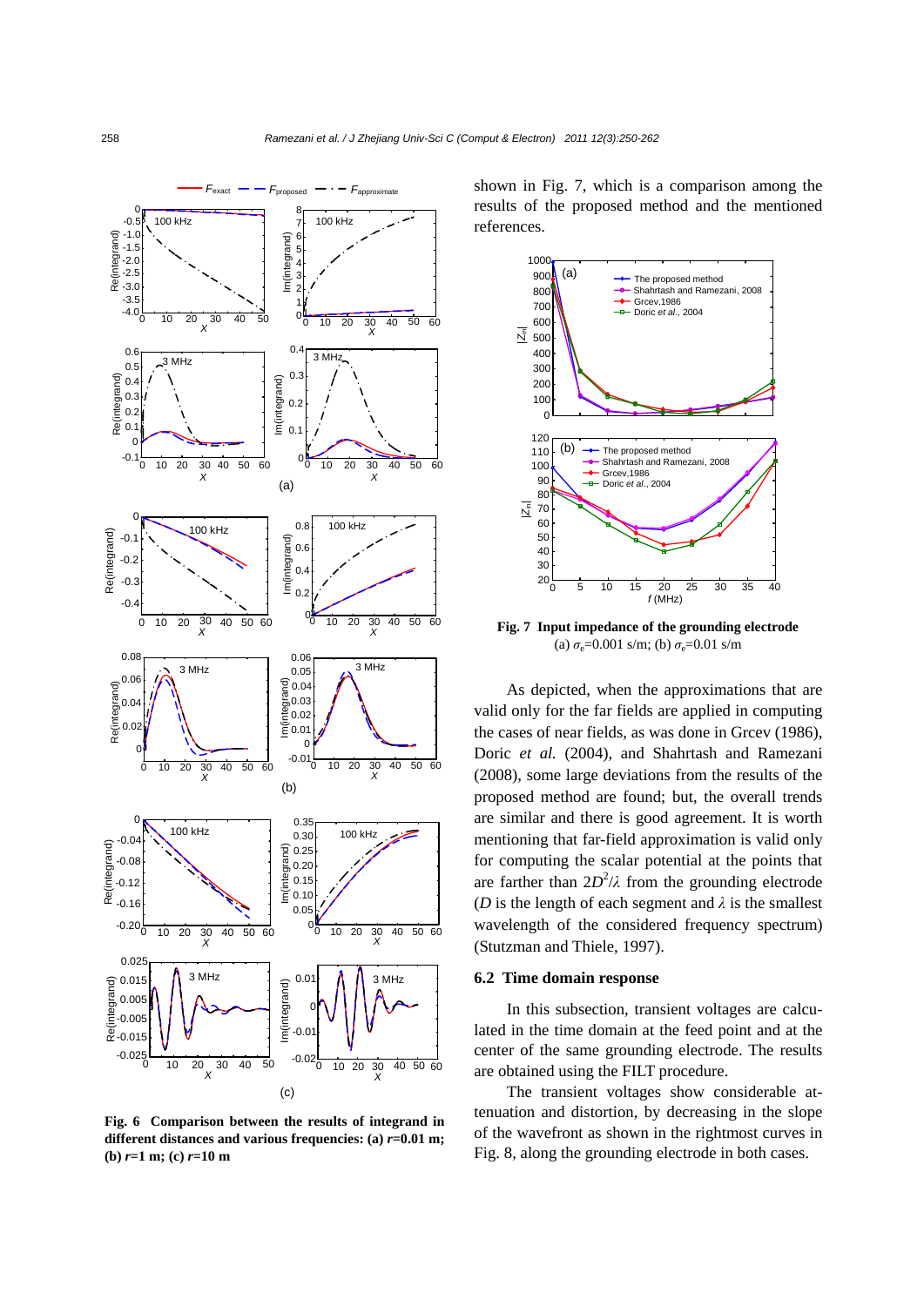Fig. 6 Comparison between the results of integrand in different distances and various frequencies: (a) $r$=0.01 m; (b) $r$=1 m; (c) $r$=10 m

shown in Fig. 7, which is a comparison among the results of the proposed method and the mentioned references.

Fig. 7 Input impedance of the grounding electrode
(a) $\sigma_e$=0.001 s/m; (b) $\sigma_e$=0.01 s/m

As depicted, when the approximations that are valid only for the far fields are applied in computing the cases of near fields, as was done in Grcev (1986), Doric *et al.* (2004), and Shahrtash and Ramezani (2008), some large deviations from the results of the proposed method are found; but, the overall trends are similar and there is good agreement. It is worth mentioning that far-field approximation is valid only for computing the scalar potential at the points that are farther than $2D^2/\lambda$ from the grounding electrode ($D$ is the length of each segment and $\lambda$ is the smallest wavelength of the considered frequency spectrum) (Stutzman and Thiele, 1997).

### 6.2 Time domain response

In this subsection, transient voltages are calculated in the time domain at the feed point and at the center of the same grounding electrode. The results are obtained using the FILT procedure.

The transient voltages show considerable attenuation and distortion, by decreasing in the slope of the wavefront as shown in the rightmost curves in Fig. 8, along the grounding electrode in both cases.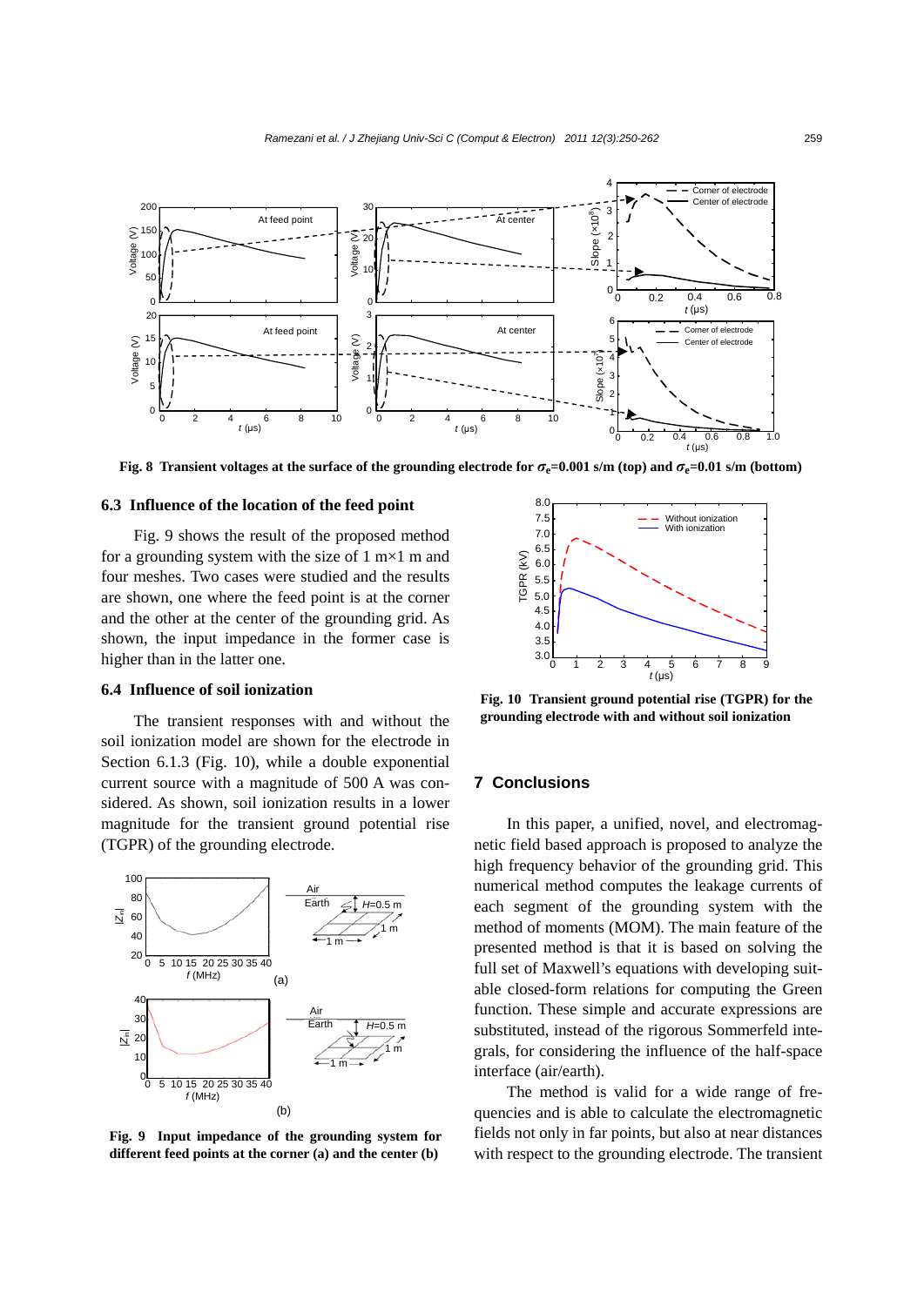Fig. 8 Transient voltages at the surface of the grounding electrode for $\sigma_e$=0.001 s/m (top) and $\sigma_e$=0.01 s/m (bottom)

### 6.3 Influence of the location of the feed point

Fig. 9 shows the result of the proposed method for a grounding system with the size of 1 m×1 m and four meshes. Two cases were studied and the results are shown, one where the feed point is at the corner and the other at the center of the grounding grid. As shown, the input impedance in the former case is higher than in the latter one.

### 6.4 Influence of soil ionization

The transient responses with and without the soil ionization model are shown for the electrode in Section 6.1.3 (Fig. 10), while a double exponential current source with a magnitude of 500 A was considered. As shown, soil ionization results in a lower magnitude for the transient ground potential rise (TGPR) of the grounding electrode.

Fig. 9 Input impedance of the grounding system for different feed points at the corner (a) and the center (b)

Fig. 10 Transient ground potential rise (TGPR) for the grounding electrode with and without soil ionization

## 7 Conclusions

In this paper, a unified, novel, and electromagnetic field based approach is proposed to analyze the high frequency behavior of the grounding grid. This numerical method computes the leakage currents of each segment of the grounding system with the method of moments (MOM). The main feature of the presented method is that it is based on solving the full set of Maxwell's equations with developing suitable closed-form relations for computing the Green function. These simple and accurate expressions are substituted, instead of the rigorous Sommerfeld integrals, for considering the influence of the half-space interface (air/earth).

The method is valid for a wide range of frequencies and is able to calculate the electromagnetic fields not only in far points, but also at near distances with respect to the grounding electrode. The transient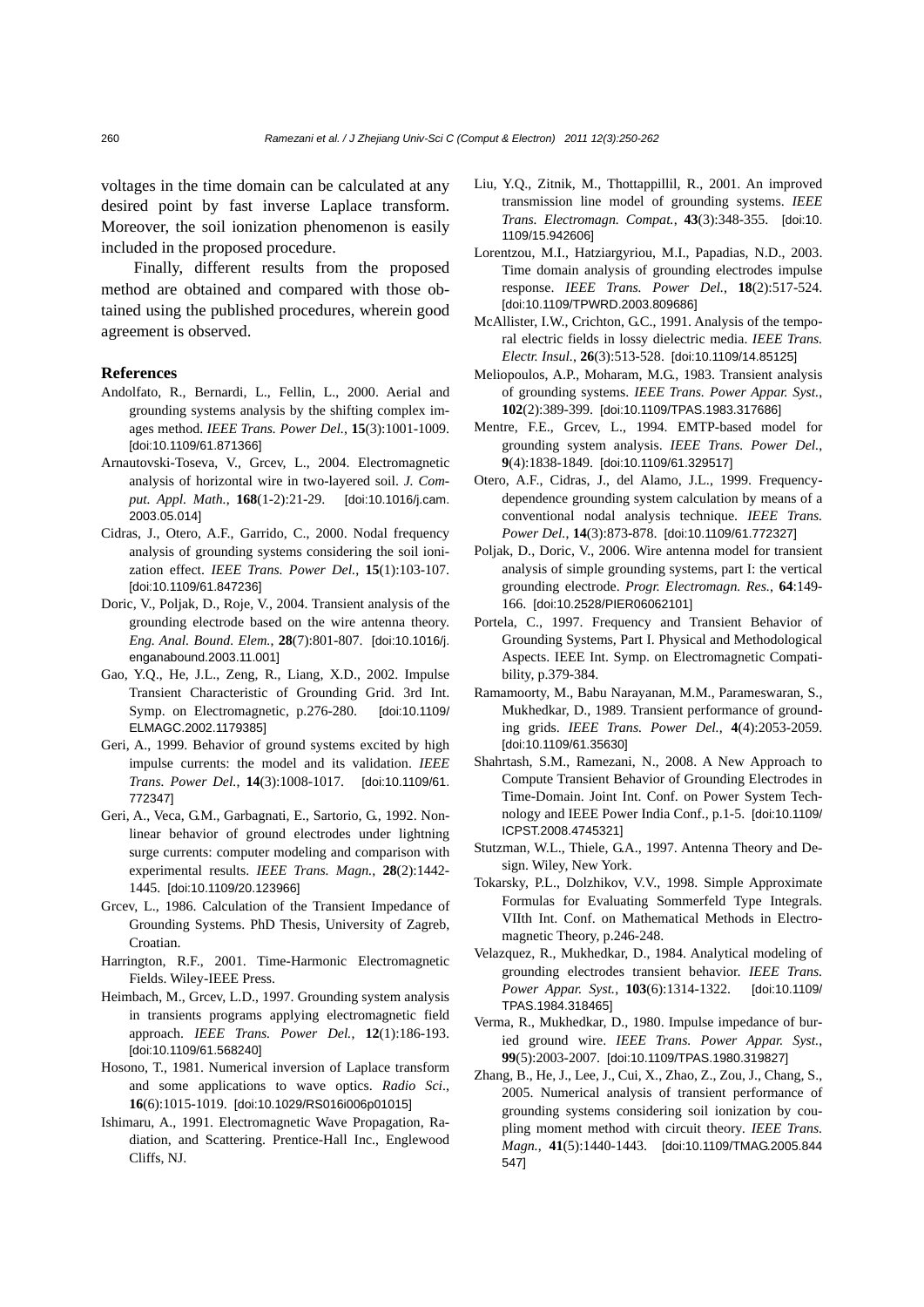voltages in the time domain can be calculated at any desired point by fast inverse Laplace transform. Moreover, the soil ionization phenomenon is easily included in the proposed procedure.

Finally, different results from the proposed method are obtained and compared with those obtained using the published procedures, wherein good agreement is observed.

## References

Andolfato, R., Bernardi, L., Fellin, L., 2000. Aerial and grounding systems analysis by the shifting complex images method. *IEEE Trans. Power Del.*, **15**(3):1001-1009. [doi:10.1109/61.871366]

Arnautovski-Toseva, V., Grcev, L., 2004. Electromagnetic analysis of horizontal wire in two-layered soil. *J. Comput. Appl. Math.*, **168**(1-2):21-29. [doi:10.1016/j.cam.2003.05.014]

Cidras, J., Otero, A.F., Garrido, C., 2000. Nodal frequency analysis of grounding systems considering the soil ionization effect. *IEEE Trans. Power Del.*, **15**(1):103-107. [doi:10.1109/61.847236]

Doric, V., Poljak, D., Roje, V., 2004. Transient analysis of the grounding electrode based on the wire antenna theory. *Eng. Anal. Bound. Elem.*, **28**(7):801-807. [doi:10.1016/j.enganabound.2003.11.001]

Gao, Y.Q., He, J.L., Zeng, R., Liang, X.D., 2002. Impulse Transient Characteristic of Grounding Grid. 3rd Int. Symp. on Electromagnetic, p.276-280. [doi:10.1109/ELMAGC.2002.1179385]

Geri, A., 1999. Behavior of ground systems excited by high impulse currents: the model and its validation. *IEEE Trans. Power Del.*, **14**(3):1008-1017. [doi:10.1109/61.772347]

Geri, A., Veca, G.M., Garbagnati, E., Sartorio, G., 1992. Nonlinear behavior of ground electrodes under lightning surge currents: computer modeling and comparison with experimental results. *IEEE Trans. Magn.*, **28**(2):1442-1445. [doi:10.1109/20.123966]

Grcev, L., 1986. Calculation of the Transient Impedance of Grounding Systems. PhD Thesis, University of Zagreb, Croatian.

Harrington, R.F., 2001. Time-Harmonic Electromagnetic Fields. Wiley-IEEE Press.

Heimbach, M., Grcev, L.D., 1997. Grounding system analysis in transients programs applying electromagnetic field approach. *IEEE Trans. Power Del.*, **12**(1):186-193. [doi:10.1109/61.568240]

Hosono, T., 1981. Numerical inversion of Laplace transform and some applications to wave optics. *Radio Sci.*, **16**(6):1015-1019. [doi:10.1029/RS016i006p01015]

Ishimaru, A., 1991. Electromagnetic Wave Propagation, Radiation, and Scattering. Prentice-Hall Inc., Englewood Cliffs, NJ.

Liu, Y.Q., Zitnik, M., Thottappillil, R., 2001. An improved transmission line model of grounding systems. *IEEE Trans. Electromagn. Compat.*, **43**(3):348-355. [doi:10.1109/15.942606]

Lorentzou, M.I., Hatziargyriou, M.I., Papadias, N.D., 2003. Time domain analysis of grounding electrodes impulse response. *IEEE Trans. Power Del.*, **18**(2):517-524. [doi:10.1109/TPWRD.2003.809686]

McAllister, I.W., Crichton, G.C., 1991. Analysis of the temporal electric fields in lossy dielectric media. *IEEE Trans. Electr. Insul.*, **26**(3):513-528. [doi:10.1109/14.85125]

Meliopoulos, A.P., Moharam, M.G., 1983. Transient analysis of grounding systems. *IEEE Trans. Power Appar. Syst.*, **102**(2):389-399. [doi:10.1109/TPAS.1983.317686]

Mentre, F.E., Grcev, L., 1994. EMTP-based model for grounding system analysis. *IEEE Trans. Power Del.*, **9**(4):1838-1849. [doi:10.1109/61.329517]

Otero, A.F., Cidras, J., del Alamo, J.L., 1999. Frequency-dependence grounding system calculation by means of a conventional nodal analysis technique. *IEEE Trans. Power Del.*, **14**(3):873-878. [doi:10.1109/61.772327]

Poljak, D., Doric, V., 2006. Wire antenna model for transient analysis of simple grounding systems, part I: the vertical grounding electrode. *Progr. Electromagn. Res.*, **64**:149-166. [doi:10.2528/PIER06062101]

Portela, C., 1997. Frequency and Transient Behavior of Grounding Systems, Part I. Physical and Methodological Aspects. IEEE Int. Symp. on Electromagnetic Compatibility, p.379-384.

Ramamoorty, M., Babu Narayanan, M.M., Parameswaran, S., Mukhedkar, D., 1989. Transient performance of grounding grids. *IEEE Trans. Power Del.*, **4**(4):2053-2059. [doi:10.1109/61.35630]

Shahrtash, S.M., Ramezani, N., 2008. A New Approach to Compute Transient Behavior of Grounding Electrodes in Time-Domain. Joint Int. Conf. on Power System Technology and IEEE Power India Conf., p.1-5. [doi:10.1109/ICPST.2008.4745321]

Stutzman, W.L., Thiele, G.A., 1997. Antenna Theory and Design. Wiley, New York.

Tokarsky, P.L., Dolzhikov, V.V., 1998. Simple Approximate Formulas for Evaluating Sommerfeld Type Integrals. VIIth Int. Conf. on Mathematical Methods in Electromagnetic Theory, p.246-248.

Velazquez, R., Mukhedkar, D., 1984. Analytical modeling of grounding electrodes transient behavior. *IEEE Trans. Power Appar. Syst.*, **103**(6):1314-1322. [doi:10.1109/TPAS.1984.318465]

Verma, R., Mukhedkar, D., 1980. Impulse impedance of buried ground wire. *IEEE Trans. Power Appar. Syst.*, **99**(5):2003-2007. [doi:10.1109/TPAS.1980.319827]

Zhang, B., He, J., Lee, J., Cui, X., Zhao, Z., Zou, J., Chang, S., 2005. Numerical analysis of transient performance of grounding systems considering soil ionization by coupling moment method with circuit theory. *IEEE Trans. Magn.*, **41**(5):1440-1443. [doi:10.1109/TMAG.2005.844547]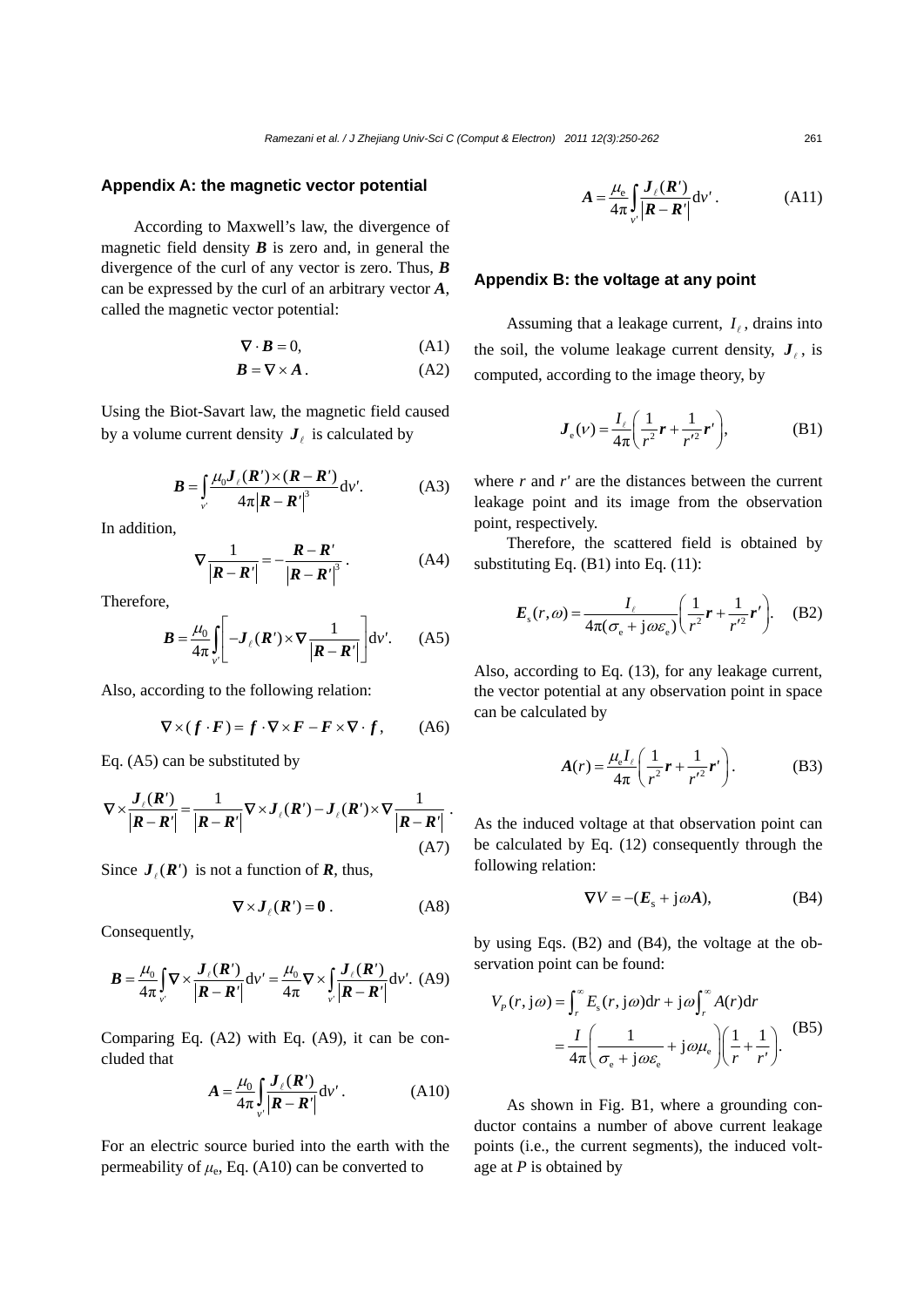## Appendix A: the magnetic vector potential

According to Maxwell's law, the divergence of magnetic field density $\boldsymbol{B}$ is zero and, in general the divergence of the curl of any vector is zero. Thus, $\boldsymbol{B}$ can be expressed by the curl of an arbitrary vector $\boldsymbol{A}$, called the magnetic vector potential:

$$\nabla \cdot \boldsymbol{B} = 0, \tag{A1}$$

$$\boldsymbol{B} = \nabla \times \boldsymbol{A}. \tag{A2}$$

Using the Biot-Savart law, the magnetic field caused by a volume current density $\boldsymbol{J}_\ell$ is calculated by

$$\boldsymbol{B} = \int_{v'} \frac{\mu_0 \boldsymbol{J}_\ell(\boldsymbol{R}') \times (\boldsymbol{R} - \boldsymbol{R}')}{4\pi |\boldsymbol{R} - \boldsymbol{R}'|^3} \mathrm{d}v'. \tag{A3}$$

In addition,

$$\nabla \frac{1}{|\boldsymbol{R} - \boldsymbol{R}'|} = -\frac{\boldsymbol{R} - \boldsymbol{R}'}{|\boldsymbol{R} - \boldsymbol{R}'|^3}. \tag{A4}$$

Therefore,

$$\boldsymbol{B} = \frac{\mu_0}{4\pi} \int_{v'} \left[ -\boldsymbol{J}_\ell(\boldsymbol{R}') \times \nabla \frac{1}{|\boldsymbol{R} - \boldsymbol{R}'|} \right] \mathrm{d}v'. \tag{A5}$$

Also, according to the following relation:

$$\nabla \times (\boldsymbol{f} \cdot \boldsymbol{F}) = \boldsymbol{f} \cdot \nabla \times \boldsymbol{F} - \boldsymbol{F} \times \nabla \cdot \boldsymbol{f}, \tag{A6}$$

Eq. (A5) can be substituted by

$$\nabla \times \frac{\boldsymbol{J}_\ell(\boldsymbol{R}')}{|\boldsymbol{R} - \boldsymbol{R}'|} = \frac{1}{|\boldsymbol{R} - \boldsymbol{R}'|} \nabla \times \boldsymbol{J}_\ell(\boldsymbol{R}') - \boldsymbol{J}_\ell(\boldsymbol{R}') \times \nabla \frac{1}{|\boldsymbol{R} - \boldsymbol{R}'|}. \tag{A7}$$

Since $\boldsymbol{J}_\ell(\boldsymbol{R}')$ is not a function of $\boldsymbol{R}$, thus,

$$\nabla \times \boldsymbol{J}_\ell(\boldsymbol{R}') = \boldsymbol{0}. \tag{A8}$$

Consequently,

$$\boldsymbol{B} = \frac{\mu_0}{4\pi} \int_{v'} \nabla \times \frac{\boldsymbol{J}_\ell(\boldsymbol{R}')}{|\boldsymbol{R} - \boldsymbol{R}'|} \mathrm{d}v' = \frac{\mu_0}{4\pi} \nabla \times \int_{v'} \frac{\boldsymbol{J}_\ell(\boldsymbol{R}')}{|\boldsymbol{R} - \boldsymbol{R}'|} \mathrm{d}v'. \tag{A9}$$

Comparing Eq. (A2) with Eq. (A9), it can be concluded that

$$\boldsymbol{A} = \frac{\mu_0}{4\pi} \int_{v'} \frac{\boldsymbol{J}_\ell(\boldsymbol{R}')}{|\boldsymbol{R} - \boldsymbol{R}'|} \mathrm{d}v'. \tag{A10}$$

For an electric source buried into the earth with the permeability of $\mu_e$, Eq. (A10) can be converted to

$$\boldsymbol{A} = \frac{\mu_e}{4\pi} \int_{v'} \frac{\boldsymbol{J}_\ell(\boldsymbol{R}')}{|\boldsymbol{R} - \boldsymbol{R}'|} \mathrm{d}v'. \tag{A11}$$

## Appendix B: the voltage at any point

Assuming that a leakage current, $I_\ell$, drains into the soil, the volume leakage current density, $\boldsymbol{J}_\ell$, is computed, according to the image theory, by

$$\boldsymbol{J}_e(v) = \frac{I_\ell}{4\pi} \left( \frac{1}{r^2} \boldsymbol{r} + \frac{1}{r'^2} \boldsymbol{r}' \right), \tag{B1}$$

where $r$ and $r'$ are the distances between the current leakage point and its image from the observation point, respectively.

Therefore, the scattered field is obtained by substituting Eq. (B1) into Eq. (11):

$$\boldsymbol{E}_s(r, \omega) = \frac{I_\ell}{4\pi(\sigma_e + \mathrm{j}\omega\varepsilon_e)} \left( \frac{1}{r^2} \boldsymbol{r} + \frac{1}{r'^2} \boldsymbol{r}' \right). \tag{B2}$$

Also, according to Eq. (13), for any leakage current, the vector potential at any observation point in space can be calculated by

$$\boldsymbol{A}(r) = \frac{\mu_e I_\ell}{4\pi} \left( \frac{1}{r^2} \boldsymbol{r} + \frac{1}{r'^2} \boldsymbol{r}' \right). \tag{B3}$$

As the induced voltage at that observation point can be calculated by Eq. (12) consequently through the following relation:

$$\nabla V = -(\boldsymbol{E}_s + \mathrm{j}\omega \boldsymbol{A}), \tag{B4}$$

by using Eqs. (B2) and (B4), the voltage at the observation point can be found:

$$\begin{aligned} V_P(r, \mathrm{j}\omega) &= \int_r^\infty E_s(r, \mathrm{j}\omega) \mathrm{d}r + \mathrm{j}\omega \int_r^\infty A(r) \mathrm{d}r \\ &= \frac{I}{4\pi} \left( \frac{1}{\sigma_e + \mathrm{j}\omega\varepsilon_e} + \mathrm{j}\omega\mu_e \right) \left( \frac{1}{r} + \frac{1}{r'} \right). \end{aligned} \tag{B5}$$

As shown in Fig. B1, where a grounding conductor contains a number of above current leakage points (i.e., the current segments), the induced voltage at $P$ is obtained by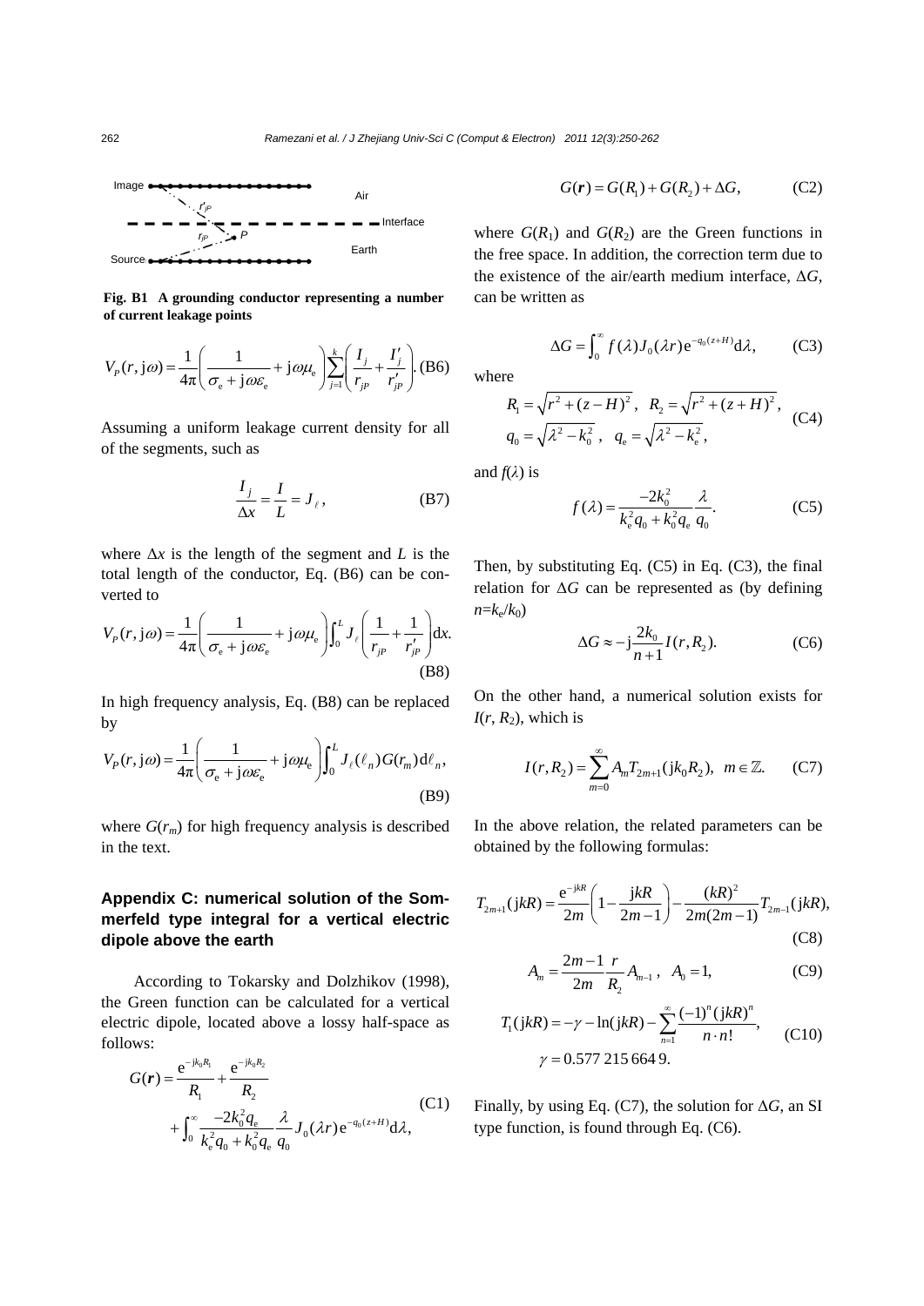Image

Air

$r'_{jP}$

Interface

$r_{jP}$ $P$

Earth

Source

**Fig. B1 A grounding conductor representing a number of current leakage points**

$$V_P(r,\mathrm{j}\omega)=\frac{1}{4\pi}\left(\frac{1}{\sigma_\mathrm{e}+\mathrm{j}\omega\varepsilon_\mathrm{e}}+\mathrm{j}\omega\mu_\mathrm{e}\right)\sum_{j=1}^{k}\left(\frac{I_j}{r_{jP}}+\frac{I'_j}{r'_{jP}}\right). \quad \text{(B6)}$$

Assuming a uniform leakage current density for all of the segments, such as

$$\frac{I_j}{\Delta x}=\frac{I}{L}=J_\ell, \quad \text{(B7)}$$

where $\Delta x$ is the length of the segment and $L$ is the total length of the conductor, Eq. (B6) can be converted to

$$V_P(r,\mathrm{j}\omega)=\frac{1}{4\pi}\left(\frac{1}{\sigma_\mathrm{e}+\mathrm{j}\omega\varepsilon_\mathrm{e}}+\mathrm{j}\omega\mu_\mathrm{e}\right)\int_0^L J_\ell\left(\frac{1}{r_{jP}}+\frac{1}{r'_{jP}}\right)\mathrm{d}x. \quad \text{(B8)}$$

In high frequency analysis, Eq. (B8) can be replaced by

$$V_P(r,\mathrm{j}\omega)=\frac{1}{4\pi}\left(\frac{1}{\sigma_\mathrm{e}+\mathrm{j}\omega\varepsilon_\mathrm{e}}+\mathrm{j}\omega\mu_\mathrm{e}\right)\int_0^L J_\ell(\ell_n)G(r_m)\mathrm{d}\ell_n, \quad \text{(B9)}$$

where $G(r_m)$ for high frequency analysis is described in the text.

## Appendix C: numerical solution of the Sommerfeld type integral for a vertical electric dipole above the earth

According to Tokarsky and Dolzhikov (1998), the Green function can be calculated for a vertical electric dipole, located above a lossy half-space as follows:

$$G(\boldsymbol{r})=\frac{\mathrm{e}^{-\mathrm{j}k_0R_1}}{R_1}+\frac{\mathrm{e}^{-\mathrm{j}k_0R_2}}{R_2}+\int_0^\infty\frac{-2k_0^2q_\mathrm{e}}{k_\mathrm{e}^2q_0+k_0^2q_\mathrm{e}}\frac{\lambda}{q_0}J_0(\lambda r)\mathrm{e}^{-q_0(z+H)}\mathrm{d}\lambda, \quad \text{(C1)}$$

$$G(\boldsymbol{r})=G(R_1)+G(R_2)+\Delta G, \quad \text{(C2)}$$

where $G(R_1)$ and $G(R_2)$ are the Green functions in the free space. In addition, the correction term due to the existence of the air/earth medium interface, $\Delta G$, can be written as

$$\Delta G=\int_0^\infty f(\lambda)J_0(\lambda r)\mathrm{e}^{-q_0(z+H)}\mathrm{d}\lambda, \quad \text{(C3)}$$

where

$$R_1=\sqrt{r^2+(z-H)^2},\quad R_2=\sqrt{r^2+(z+H)^2},\quad q_0=\sqrt{\lambda^2-k_0^2},\quad q_\mathrm{e}=\sqrt{\lambda^2-k_\mathrm{e}^2}, \quad \text{(C4)}$$

and $f(\lambda)$ is

$$f(\lambda)=\frac{-2k_0^2}{k_\mathrm{e}^2q_0+k_0^2q_\mathrm{e}}\frac{\lambda}{q_0}. \quad \text{(C5)}$$

Then, by substituting Eq. (C5) in Eq. (C3), the final relation for $\Delta G$ can be represented as (by defining $n=k_\mathrm{e}/k_0$)

$$\Delta G\approx-\mathrm{j}\frac{2k_0}{n+1}I(r,R_2). \quad \text{(C6)}$$

On the other hand, a numerical solution exists for $I(r, R_2)$, which is

$$I(r,R_2)=\sum_{m=0}^{\infty}A_mT_{2m+1}(\mathrm{j}k_0R_2),\quad m\in\mathbb{Z}. \quad \text{(C7)}$$

In the above relation, the related parameters can be obtained by the following formulas:

$$T_{2m+1}(\mathrm{j}kR)=\frac{\mathrm{e}^{-\mathrm{j}kR}}{2m}\left(1-\frac{\mathrm{j}kR}{2m-1}\right)-\frac{(kR)^2}{2m(2m-1)}T_{2m-1}(\mathrm{j}kR), \quad \text{(C8)}$$

$$A_m=\frac{2m-1}{2m}\frac{r}{R_2}A_{m-1},\quad A_0=1, \quad \text{(C9)}$$

$$T_1(\mathrm{j}kR)=-\gamma-\ln(\mathrm{j}kR)-\sum_{n=1}^{\infty}\frac{(-1)^n(\mathrm{j}kR)^n}{n\cdot n!},\quad \gamma=0.577\,215\,664\,9. \quad \text{(C10)}$$

Finally, by using Eq. (C7), the solution for $\Delta G$, an SI type function, is found through Eq. (C6).